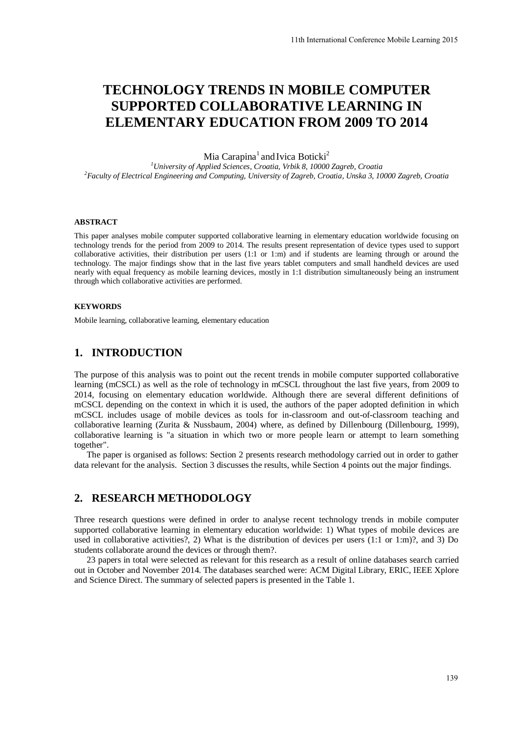# TECHNOLOGY TRENDS IN MOBILE COMPUTER SUPPORTED COLLABORATIVE LEARNING IN ELEMENTARY EDUCATION FROM 2009 TO 2014

Mia Carapina[1] and Ivica Boticki[2]

[1]*University of Applied Sciences, Croatia, Vrbik 8, 10000 Zagreb, Croatia*
[2]*Faculty of Electrical Engineering and Computing, University of Zagreb, Croatia, Unska 3, 10000 Zagreb, Croatia*

#### ABSTRACT

This paper analyses mobile computer supported collaborative learning in elementary education worldwide focusing on technology trends for the period from 2009 to 2014. The results present representation of device types used to support collaborative activities, their distribution per users (1:1 or 1:m) and if students are learning through or around the technology. The major findings show that in the last five years tablet computers and small handheld devices are used nearly with equal frequency as mobile learning devices, mostly in 1:1 distribution simultaneously being an instrument through which collaborative activities are performed.

#### KEYWORDS

Mobile learning, collaborative learning, elementary education

## 1. INTRODUCTION

The purpose of this analysis was to point out the recent trends in mobile computer supported collaborative learning (mCSCL) as well as the role of technology in mCSCL throughout the last five years, from 2009 to 2014, focusing on elementary education worldwide. Although there are several different definitions of mCSCL depending on the context in which it is used, the authors of the paper adopted definition in which mCSCL includes usage of mobile devices as tools for in-classroom and out-of-classroom teaching and collaborative learning (Zurita & Nussbaum, 2004) where, as defined by Dillenbourg (Dillenbourg, 1999), collaborative learning is "a situation in which two or more people learn or attempt to learn something together".

The paper is organised as follows: Section 2 presents research methodology carried out in order to gather data relevant for the analysis. Section 3 discusses the results, while Section 4 points out the major findings.

## 2. RESEARCH METHODOLOGY

Three research questions were defined in order to analyse recent technology trends in mobile computer supported collaborative learning in elementary education worldwide: 1) What types of mobile devices are used in collaborative activities?, 2) What is the distribution of devices per users (1:1 or 1:m)?, and 3) Do students collaborate around the devices or through them?.

23 papers in total were selected as relevant for this research as a result of online databases search carried out in October and November 2014. The databases searched were: ACM Digital Library, ERIC, IEEE Xplore and Science Direct. The summary of selected papers is presented in the Table 1.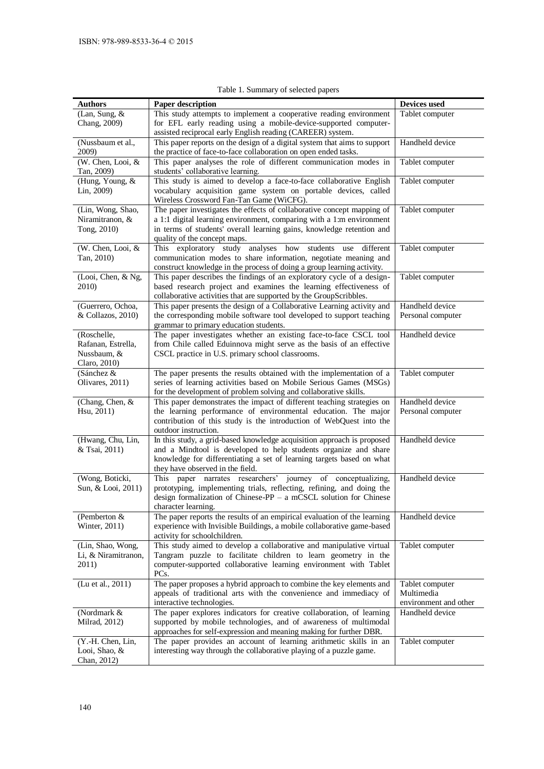Table 1. Summary of selected papers

| Authors | Paper description | Devices used |
|---|---|---|
| (Lan, Sung, & Chang, 2009) | This study attempts to implement a cooperative reading environment for EFL early reading using a mobile-device-supported computer-assisted reciprocal early English reading (CAREER) system. | Tablet computer |
| (Nussbaum et al., 2009) | This paper reports on the design of a digital system that aims to support the practice of face-to-face collaboration on open ended tasks. | Handheld device |
| (W. Chen, Looi, & Tan, 2009) | This paper analyses the role of different communication modes in students' collaborative learning. | Tablet computer |
| (Hung, Young, & Lin, 2009) | This study is aimed to develop a face-to-face collaborative English vocabulary acquisition game system on portable devices, called Wireless Crossword Fan-Tan Game (WiCFG). | Tablet computer |
| (Lin, Wong, Shao, Niramitranon, & Tong, 2010) | The paper investigates the effects of collaborative concept mapping of a 1:1 digital learning environment, comparing with a 1:m environment in terms of students' overall learning gains, knowledge retention and quality of the concept maps. | Tablet computer |
| (W. Chen, Looi, & Tan, 2010) | This exploratory study analyses how students use different communication modes to share information, negotiate meaning and construct knowledge in the process of doing a group learning activity. | Tablet computer |
| (Looi, Chen, & Ng, 2010) | This paper describes the findings of an exploratory cycle of a design-based research project and examines the learning effectiveness of collaborative activities that are supported by the GroupScribbles. | Tablet computer |
| (Guerrero, Ochoa, & Collazos, 2010) | This paper presents the design of a Collaborative Learning activity and the corresponding mobile software tool developed to support teaching grammar to primary education students. | Handheld device<br>Personal computer |
| (Roschelle, Rafanan, Estrella, Nussbaum, & Claro, 2010) | The paper investigates whether an existing face-to-face CSCL tool from Chile called Eduinnova might serve as the basis of an effective CSCL practice in U.S. primary school classrooms. | Handheld device |
| (Sánchez & Olivares, 2011) | The paper presents the results obtained with the implementation of a series of learning activities based on Mobile Serious Games (MSGs) for the development of problem solving and collaborative skills. | Tablet computer |
| (Chang, Chen, & Hsu, 2011) | This paper demonstrates the impact of different teaching strategies on the learning performance of environmental education. The major contribution of this study is the introduction of WebQuest into the outdoor instruction. | Handheld device<br>Personal computer |
| (Hwang, Chu, Lin, & Tsai, 2011) | In this study, a grid-based knowledge acquisition approach is proposed and a Mindtool is developed to help students organize and share knowledge for differentiating a set of learning targets based on what they have observed in the field. | Handheld device |
| (Wong, Boticki, Sun, & Looi, 2011) | This paper narrates researchers' journey of conceptualizing, prototyping, implementing trials, reflecting, refining, and doing the design formalization of Chinese-PP – a mCSCL solution for Chinese character learning. | Handheld device |
| (Pemberton & Winter, 2011) | The paper reports the results of an empirical evaluation of the learning experience with Invisible Buildings, a mobile collaborative game-based activity for schoolchildren. | Handheld device |
| (Lin, Shao, Wong, Li, & Niramitranon, 2011) | This study aimed to develop a collaborative and manipulative virtual Tangram puzzle to facilitate children to learn geometry in the computer-supported collaborative learning environment with Tablet PCs. | Tablet computer |
| (Lu et al., 2011) | The paper proposes a hybrid approach to combine the key elements and appeals of traditional arts with the convenience and immediacy of interactive technologies. | Tablet computer<br>Multimedia environment and other |
| (Nordmark & Milrad, 2012) | The paper explores indicators for creative collaboration, of learning supported by mobile technologies, and of awareness of multimodal approaches for self-expression and meaning making for further DBR. | Handheld device |
| (Y.-H. Chen, Lin, Looi, Shao, & Chan, 2012) | The paper provides an account of learning arithmetic skills in an interesting way through the collaborative playing of a puzzle game. | Tablet computer |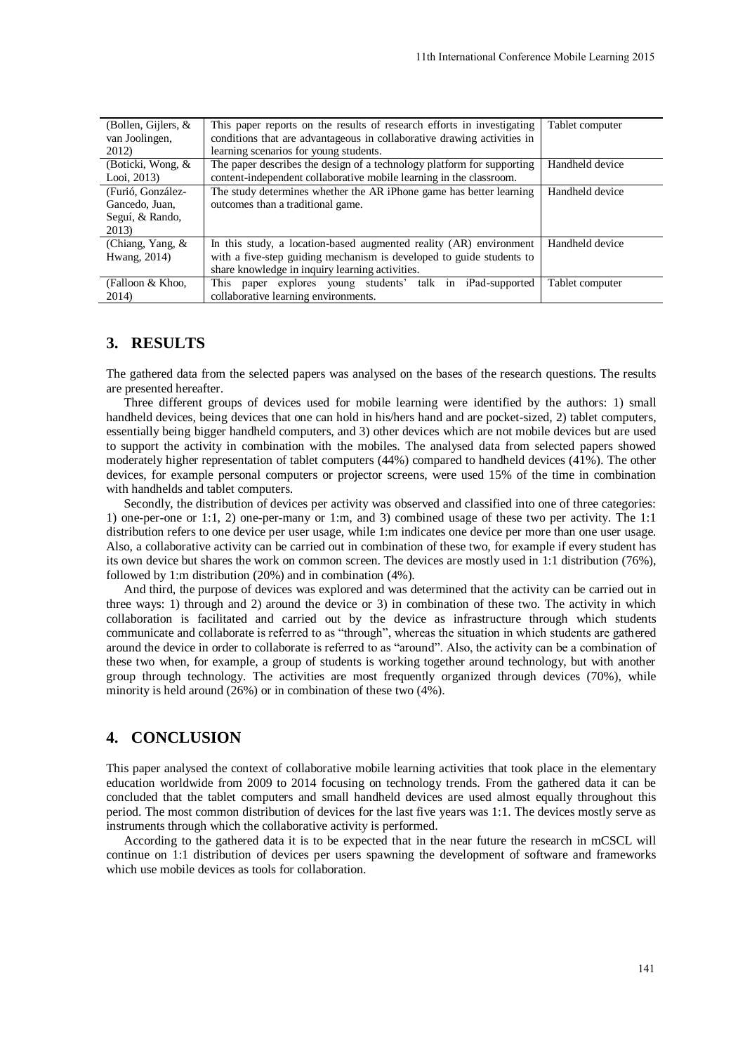| (Bollen, Gijlers, & van Joolingen, 2012) | This paper reports on the results of research efforts in investigating conditions that are advantageous in collaborative drawing activities in learning scenarios for young students. | Tablet computer |
|---|---|---|
| (Boticki, Wong, & Looi, 2013) | The paper describes the design of a technology platform for supporting content-independent collaborative mobile learning in the classroom. | Handheld device |
| (Furió, González-Gancedo, Juan, Seguí, & Rando, 2013) | The study determines whether the AR iPhone game has better learning outcomes than a traditional game. | Handheld device |
| (Chiang, Yang, & Hwang, 2014) | In this study, a location-based augmented reality (AR) environment with a five-step guiding mechanism is developed to guide students to share knowledge in inquiry learning activities. | Handheld device |
| (Falloon & Khoo, 2014) | This paper explores young students' talk in iPad-supported collaborative learning environments. | Tablet computer |

## 3. RESULTS

The gathered data from the selected papers was analysed on the bases of the research questions. The results are presented hereafter.

Three different groups of devices used for mobile learning were identified by the authors: 1) small handheld devices, being devices that one can hold in his/hers hand and are pocket-sized, 2) tablet computers, essentially being bigger handheld computers, and 3) other devices which are not mobile devices but are used to support the activity in combination with the mobiles. The analysed data from selected papers showed moderately higher representation of tablet computers (44%) compared to handheld devices (41%). The other devices, for example personal computers or projector screens, were used 15% of the time in combination with handhelds and tablet computers.

Secondly, the distribution of devices per activity was observed and classified into one of three categories: 1) one-per-one or 1:1, 2) one-per-many or 1:m, and 3) combined usage of these two per activity. The 1:1 distribution refers to one device per user usage, while 1:m indicates one device per more than one user usage. Also, a collaborative activity can be carried out in combination of these two, for example if every student has its own device but shares the work on common screen. The devices are mostly used in 1:1 distribution (76%), followed by 1:m distribution (20%) and in combination (4%).

And third, the purpose of devices was explored and was determined that the activity can be carried out in three ways: 1) through and 2) around the device or 3) in combination of these two. The activity in which collaboration is facilitated and carried out by the device as infrastructure through which students communicate and collaborate is referred to as "through", whereas the situation in which students are gathered around the device in order to collaborate is referred to as "around". Also, the activity can be a combination of these two when, for example, a group of students is working together around technology, but with another group through technology. The activities are most frequently organized through devices (70%), while minority is held around (26%) or in combination of these two (4%).

## 4. CONCLUSION

This paper analysed the context of collaborative mobile learning activities that took place in the elementary education worldwide from 2009 to 2014 focusing on technology trends. From the gathered data it can be concluded that the tablet computers and small handheld devices are used almost equally throughout this period. The most common distribution of devices for the last five years was 1:1. The devices mostly serve as instruments through which the collaborative activity is performed.

According to the gathered data it is to be expected that in the near future the research in mCSCL will continue on 1:1 distribution of devices per users spawning the development of software and frameworks which use mobile devices as tools for collaboration.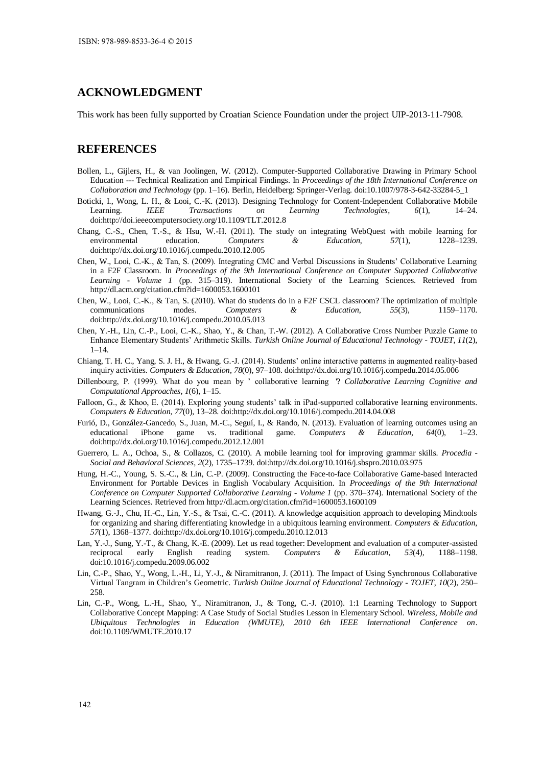## ACKNOWLEDGMENT

This work has been fully supported by Croatian Science Foundation under the project UIP-2013-11-7908.

## REFERENCES

Bollen, L., Gijlers, H., & van Joolingen, W. (2012). Computer-Supported Collaborative Drawing in Primary School Education --- Technical Realization and Empirical Findings. In *Proceedings of the 18th International Conference on Collaboration and Technology* (pp. 1–16). Berlin, Heidelberg: Springer-Verlag. doi:10.1007/978-3-642-33284-5_1

Boticki, I., Wong, L. H., & Looi, C.-K. (2013). Designing Technology for Content-Independent Collaborative Mobile Learning. *IEEE Transactions on Learning Technologies*, *6*(1), 14–24. doi:http://doi.ieeecomputersociety.org/10.1109/TLT.2012.8

Chang, C.-S., Chen, T.-S., & Hsu, W.-H. (2011). The study on integrating WebQuest with mobile learning for environmental education. *Computers & Education*, *57*(1), 1228–1239. doi:http://dx.doi.org/10.1016/j.compedu.2010.12.005

Chen, W., Looi, C.-K., & Tan, S. (2009). Integrating CMC and Verbal Discussions in Students' Collaborative Learning in a F2F Classroom. In *Proceedings of the 9th International Conference on Computer Supported Collaborative Learning - Volume 1* (pp. 315–319). International Society of the Learning Sciences. Retrieved from http://dl.acm.org/citation.cfm?id=1600053.1600101

Chen, W., Looi, C.-K., & Tan, S. (2010). What do students do in a F2F CSCL classroom? The optimization of multiple communications modes. *Computers & Education*, *55*(3), 1159–1170. doi:http://dx.doi.org/10.1016/j.compedu.2010.05.013

Chen, Y.-H., Lin, C.-P., Looi, C.-K., Shao, Y., & Chan, T.-W. (2012). A Collaborative Cross Number Puzzle Game to Enhance Elementary Students' Arithmetic Skills. *Turkish Online Journal of Educational Technology - TOJET*, *11*(2), 1–14.

Chiang, T. H. C., Yang, S. J. H., & Hwang, G.-J. (2014). Students' online interactive patterns in augmented reality-based inquiry activities. *Computers & Education*, *78*(0), 97–108. doi:http://dx.doi.org/10.1016/j.compedu.2014.05.006

Dillenbourg, P. (1999). What do you mean by ' collaborative learning '? *Collaborative Learning Cognitive and Computational Approaches*, *1*(6), 1–15.

Falloon, G., & Khoo, E. (2014). Exploring young students' talk in iPad-supported collaborative learning environments. *Computers & Education*, *77*(0), 13–28. doi:http://dx.doi.org/10.1016/j.compedu.2014.04.008

Furió, D., González-Gancedo, S., Juan, M.-C., Seguí, I., & Rando, N. (2013). Evaluation of learning outcomes using an educational iPhone game vs. traditional game. *Computers & Education*, *64*(0), 1–23. doi:http://dx.doi.org/10.1016/j.compedu.2012.12.001

Guerrero, L. A., Ochoa, S., & Collazos, C. (2010). A mobile learning tool for improving grammar skills. *Procedia - Social and Behavioral Sciences*, *2*(2), 1735–1739. doi:http://dx.doi.org/10.1016/j.sbspro.2010.03.975

Hung, H.-C., Young, S. S.-C., & Lin, C.-P. (2009). Constructing the Face-to-face Collaborative Game-based Interacted Environment for Portable Devices in English Vocabulary Acquisition. In *Proceedings of the 9th International Conference on Computer Supported Collaborative Learning - Volume 1* (pp. 370–374). International Society of the Learning Sciences. Retrieved from http://dl.acm.org/citation.cfm?id=1600053.1600109

Hwang, G.-J., Chu, H.-C., Lin, Y.-S., & Tsai, C.-C. (2011). A knowledge acquisition approach to developing Mindtools for organizing and sharing differentiating knowledge in a ubiquitous learning environment. *Computers & Education*, *57*(1), 1368–1377. doi:http://dx.doi.org/10.1016/j.compedu.2010.12.013

Lan, Y.-J., Sung, Y.-T., & Chang, K.-E. (2009). Let us read together: Development and evaluation of a computer-assisted reciprocal early English reading system. *Computers & Education*, *53*(4), 1188–1198. doi:10.1016/j.compedu.2009.06.002

Lin, C.-P., Shao, Y., Wong, L.-H., Li, Y.-J., & Niramitranon, J. (2011). The Impact of Using Synchronous Collaborative Virtual Tangram in Children's Geometric. *Turkish Online Journal of Educational Technology - TOJET*, *10*(2), 250–258.

Lin, C.-P., Wong, L.-H., Shao, Y., Niramitranon, J., & Tong, C.-J. (2010). 1:1 Learning Technology to Support Collaborative Concept Mapping: A Case Study of Social Studies Lesson in Elementary School. *Wireless, Mobile and Ubiquitous Technologies in Education (WMUTE), 2010 6th IEEE International Conference on*. doi:10.1109/WMUTE.2010.17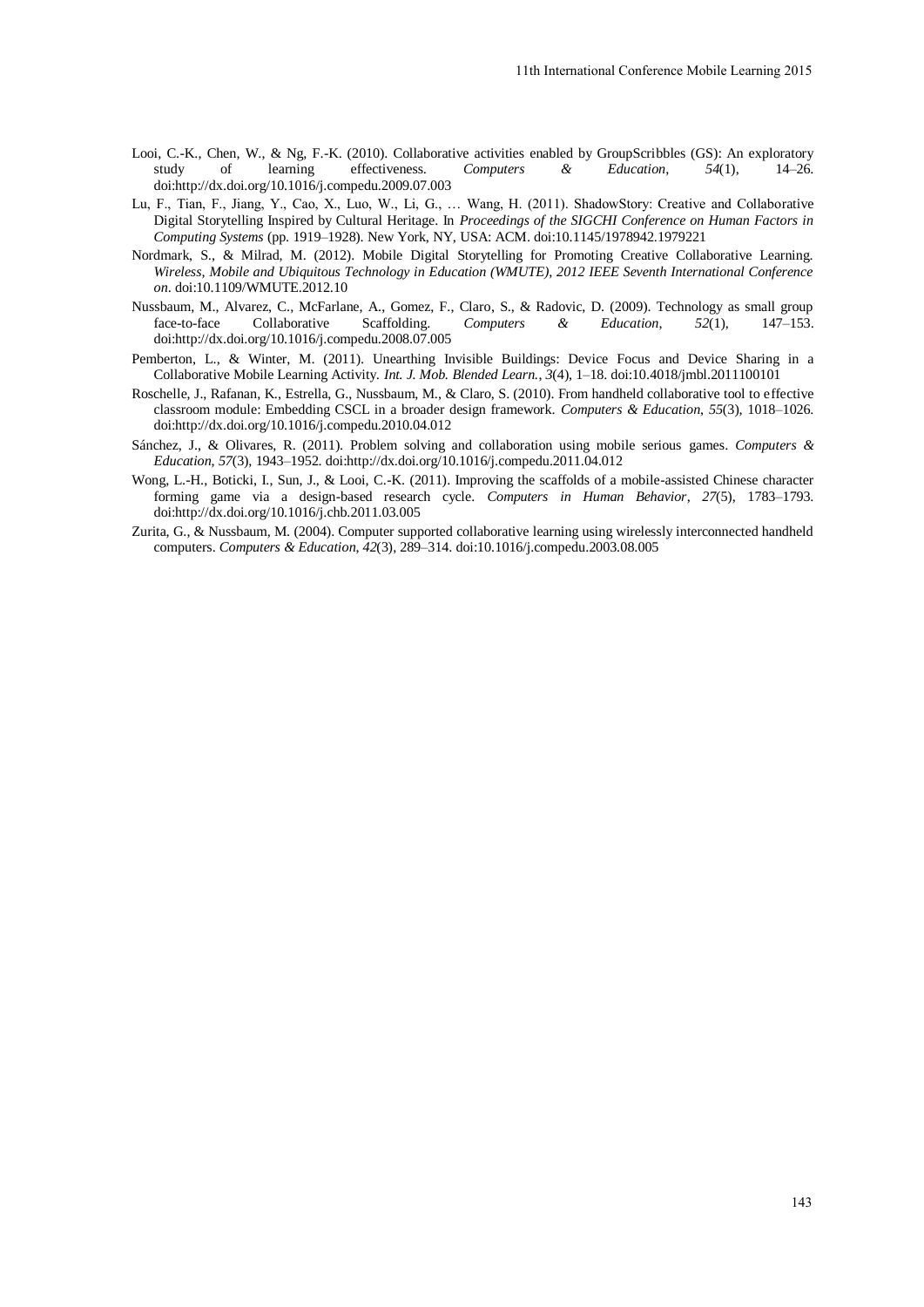Looi, C.-K., Chen, W., & Ng, F.-K. (2010). Collaborative activities enabled by GroupScribbles (GS): An exploratory study of learning effectiveness. *Computers & Education*, *54*(1), 14–26. doi:http://dx.doi.org/10.1016/j.compedu.2009.07.003

Lu, F., Tian, F., Jiang, Y., Cao, X., Luo, W., Li, G., … Wang, H. (2011). ShadowStory: Creative and Collaborative Digital Storytelling Inspired by Cultural Heritage. In *Proceedings of the SIGCHI Conference on Human Factors in Computing Systems* (pp. 1919–1928). New York, NY, USA: ACM. doi:10.1145/1978942.1979221

Nordmark, S., & Milrad, M. (2012). Mobile Digital Storytelling for Promoting Creative Collaborative Learning. *Wireless, Mobile and Ubiquitous Technology in Education (WMUTE), 2012 IEEE Seventh International Conference on*. doi:10.1109/WMUTE.2012.10

Nussbaum, M., Alvarez, C., McFarlane, A., Gomez, F., Claro, S., & Radovic, D. (2009). Technology as small group face-to-face Collaborative Scaffolding. *Computers & Education*, *52*(1), 147–153. doi:http://dx.doi.org/10.1016/j.compedu.2008.07.005

Pemberton, L., & Winter, M. (2011). Unearthing Invisible Buildings: Device Focus and Device Sharing in a Collaborative Mobile Learning Activity. *Int. J. Mob. Blended Learn.*, *3*(4), 1–18. doi:10.4018/jmbl.2011100101

Roschelle, J., Rafanan, K., Estrella, G., Nussbaum, M., & Claro, S. (2010). From handheld collaborative tool to effective classroom module: Embedding CSCL in a broader design framework. *Computers & Education*, *55*(3), 1018–1026. doi:http://dx.doi.org/10.1016/j.compedu.2010.04.012

Sánchez, J., & Olivares, R. (2011). Problem solving and collaboration using mobile serious games. *Computers & Education*, *57*(3), 1943–1952. doi:http://dx.doi.org/10.1016/j.compedu.2011.04.012

Wong, L.-H., Boticki, I., Sun, J., & Looi, C.-K. (2011). Improving the scaffolds of a mobile-assisted Chinese character forming game via a design-based research cycle. *Computers in Human Behavior*, *27*(5), 1783–1793. doi:http://dx.doi.org/10.1016/j.chb.2011.03.005

Zurita, G., & Nussbaum, M. (2004). Computer supported collaborative learning using wirelessly interconnected handheld computers. *Computers & Education*, *42*(3), 289–314. doi:10.1016/j.compedu.2003.08.005